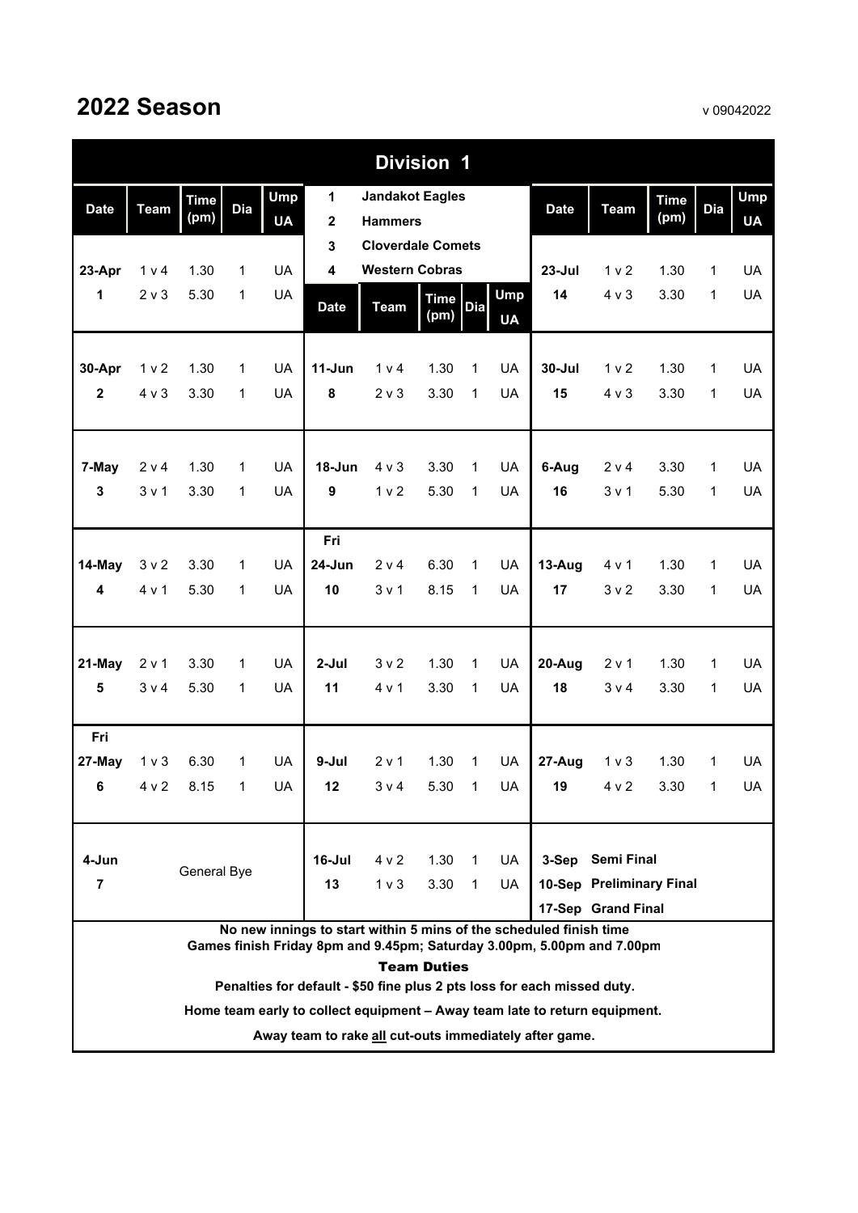# 2022 Season

v 09042022

## Division 1

| No. | Team |
|---|---|
| 1 | Jandakot Eagles |
| 2 | Hammers |
| 3 | Cloverdale Comets |
| 4 | Western Cobras |

| Date | Team | Time (pm) | Dia | Ump UA |
|---|---|---|---|---|
| 23-Apr 1 | 1 v 4 | 1.30 | 1 | UA |
| | 2 v 3 | 5.30 | 1 | UA |
| 30-Apr 2 | 1 v 2 | 1.30 | 1 | UA |
| | 4 v 3 | 3.30 | 1 | UA |
| 7-May 3 | 2 v 4 | 1.30 | 1 | UA |
| | 3 v 1 | 3.30 | 1 | UA |
| 14-May 4 | 3 v 2 | 3.30 | 1 | UA |
| | 4 v 1 | 5.30 | 1 | UA |
| 21-May 5 | 2 v 1 | 3.30 | 1 | UA |
| | 3 v 4 | 5.30 | 1 | UA |
| Fri 27-May 6 | 1 v 3 | 6.30 | 1 | UA |
| | 4 v 2 | 8.15 | 1 | UA |
| 4-Jun 7 | General Bye | | | |
| 11-Jun 8 | 1 v 4 | 1.30 | 1 | UA |
| | 2 v 3 | 3.30 | 1 | UA |
| 18-Jun 9 | 4 v 3 | 3.30 | 1 | UA |
| | 1 v 2 | 5.30 | 1 | UA |
| Fri 24-Jun 10 | 2 v 4 | 6.30 | 1 | UA |
| | 3 v 1 | 8.15 | 1 | UA |
| 2-Jul 11 | 3 v 2 | 1.30 | 1 | UA |
| | 4 v 1 | 3.30 | 1 | UA |
| 9-Jul 12 | 2 v 1 | 1.30 | 1 | UA |
| | 3 v 4 | 5.30 | 1 | UA |
| 16-Jul 13 | 4 v 2 | 1.30 | 1 | UA |
| | 1 v 3 | 3.30 | 1 | UA |
| 23-Jul 14 | 1 v 2 | 1.30 | 1 | UA |
| | 4 v 3 | 3.30 | 1 | UA |
| 30-Jul 15 | 1 v 2 | 1.30 | 1 | UA |
| | 4 v 3 | 3.30 | 1 | UA |
| 6-Aug 16 | 2 v 4 | 3.30 | 1 | UA |
| | 3 v 1 | 5.30 | 1 | UA |
| 13-Aug 17 | 4 v 1 | 1.30 | 1 | UA |
| | 3 v 2 | 3.30 | 1 | UA |
| 20-Aug 18 | 2 v 1 | 1.30 | 1 | UA |
| | 3 v 4 | 3.30 | 1 | UA |
| 27-Aug 19 | 1 v 3 | 1.30 | 1 | UA |
| | 4 v 2 | 3.30 | 1 | UA |
| 3-Sep | Semi Final | | | |
| 10-Sep | Preliminary Final | | | |
| 17-Sep | Grand Final | | | |

**No new innings to start within 5 mins of the scheduled finish time**

**Games finish Friday 8pm and 9.45pm; Saturday 3.00pm, 5.00pm and 7.00pm**

### Team Duties

**Penalties for default - $50 fine plus 2 pts loss for each missed duty.**

**Home team early to collect equipment – Away team late to return equipment.**

**Away team to rake all cut-outs immediately after game.**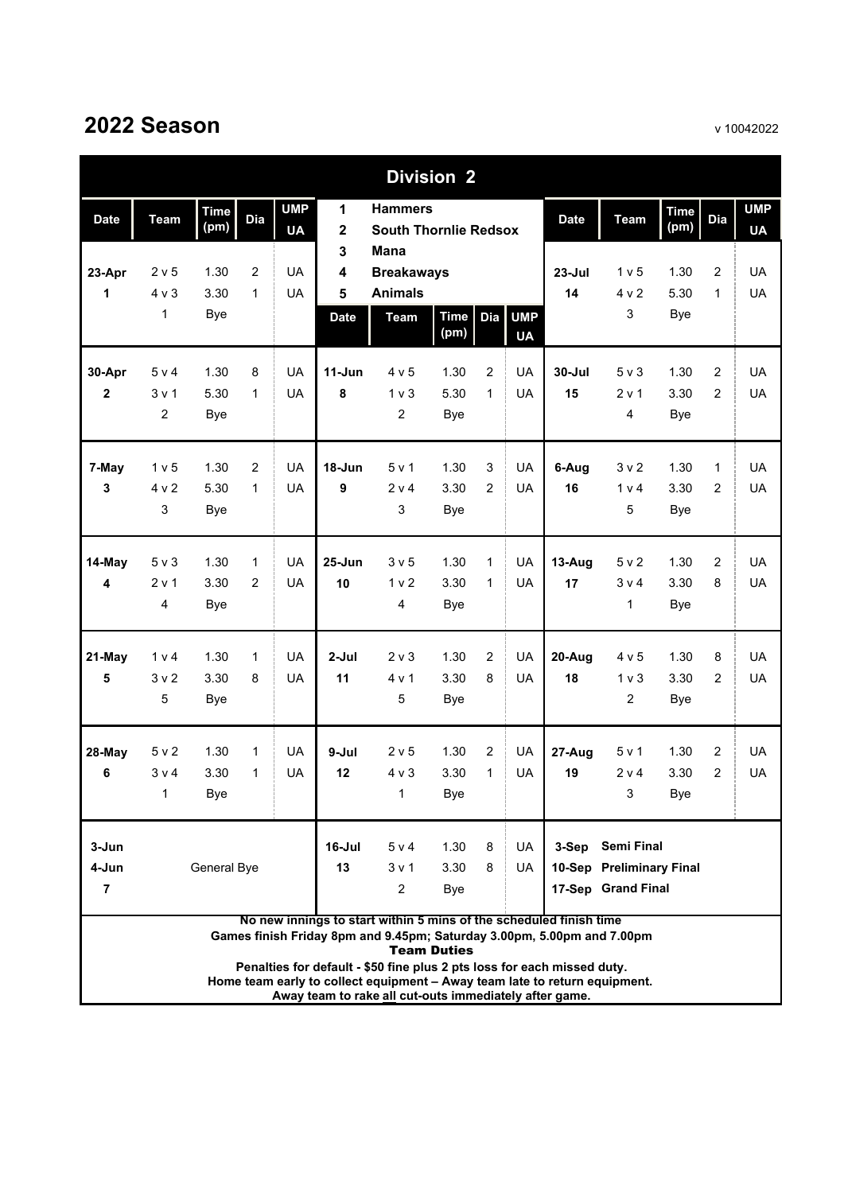# 2022 Season

v 10042022

## Division 2

1. **Hammers**
2. **South Thornlie Redsox**
3. **Mana**
4. **Breakaways**
5. **Animals**

| Date | Team | Time (pm) | Dia | UMP UA |
|---|---|---|---|---|
| 23-Apr 1 | 2 v 5 | 1.30 | 2 | UA |
| | 4 v 3 | 3.30 | 1 | UA |
| | 1 | Bye | | |
| 30-Apr 2 | 5 v 4 | 1.30 | 8 | UA |
| | 3 v 1 | 5.30 | 1 | UA |
| | 2 | Bye | | |
| 7-May 3 | 1 v 5 | 1.30 | 2 | UA |
| | 4 v 2 | 5.30 | 1 | UA |
| | 3 | Bye | | |
| 14-May 4 | 5 v 3 | 1.30 | 1 | UA |
| | 2 v 1 | 3.30 | 2 | UA |
| | 4 | Bye | | |
| 21-May 5 | 1 v 4 | 1.30 | 1 | UA |
| | 3 v 2 | 3.30 | 8 | UA |
| | 5 | Bye | | |
| 28-May 6 | 5 v 2 | 1.30 | 1 | UA |
| | 3 v 4 | 3.30 | 1 | UA |
| | 1 | Bye | | |
| 3-Jun 4-Jun 7 | General Bye | | | |

| Date | Team | Time (pm) | Dia | UMP UA |
|---|---|---|---|---|
| 11-Jun 8 | 4 v 5 | 1.30 | 2 | UA |
| | 1 v 3 | 5.30 | 1 | UA |
| | 2 | Bye | | |
| 18-Jun 9 | 5 v 1 | 1.30 | 3 | UA |
| | 2 v 4 | 3.30 | 2 | UA |
| | 3 | Bye | | |
| 25-Jun 10 | 3 v 5 | 1.30 | 1 | UA |
| | 1 v 2 | 3.30 | 1 | UA |
| | 4 | Bye | | |
| 2-Jul 11 | 2 v 3 | 1.30 | 2 | UA |
| | 4 v 1 | 3.30 | 8 | UA |
| | 5 | Bye | | |
| 9-Jul 12 | 2 v 5 | 1.30 | 2 | UA |
| | 4 v 3 | 3.30 | 1 | UA |
| | 1 | Bye | | |
| 16-Jul 13 | 5 v 4 | 1.30 | 8 | UA |
| | 3 v 1 | 3.30 | 8 | UA |
| | 2 | Bye | | |

| Date | Team | Time (pm) | Dia | UMP UA |
|---|---|---|---|---|
| 23-Jul 14 | 1 v 5 | 1.30 | 2 | UA |
| | 4 v 2 | 5.30 | 1 | UA |
| | 3 | Bye | | |
| 30-Jul 15 | 5 v 3 | 1.30 | 2 | UA |
| | 2 v 1 | 3.30 | 2 | UA |
| | 4 | Bye | | |
| 6-Aug 16 | 3 v 2 | 1.30 | 1 | UA |
| | 1 v 4 | 3.30 | 2 | UA |
| | 5 | Bye | | |
| 13-Aug 17 | 5 v 2 | 1.30 | 2 | UA |
| | 3 v 4 | 3.30 | 8 | UA |
| | 1 | Bye | | |
| 20-Aug 18 | 4 v 5 | 1.30 | 8 | UA |
| | 1 v 3 | 3.30 | 2 | UA |
| | 2 | Bye | | |
| 27-Aug 19 | 5 v 1 | 1.30 | 2 | UA |
| | 2 v 4 | 3.30 | 2 | UA |
| | 3 | Bye | | |
| 3-Sep | Semi Final | | | |
| 10-Sep | Preliminary Final | | | |
| 17-Sep | Grand Final | | | |

**No new innings to start within 5 mins of the scheduled finish time**

**Games finish Friday 8pm and 9.45pm; Saturday 3.00pm, 5.00pm and 7.00pm**

**Team Duties**

**Penalties for default - $50 fine plus 2 pts loss for each missed duty.**

**Home team early to collect equipment – Away team late to return equipment.**

**Away team to rake all cut-outs immediately after game.**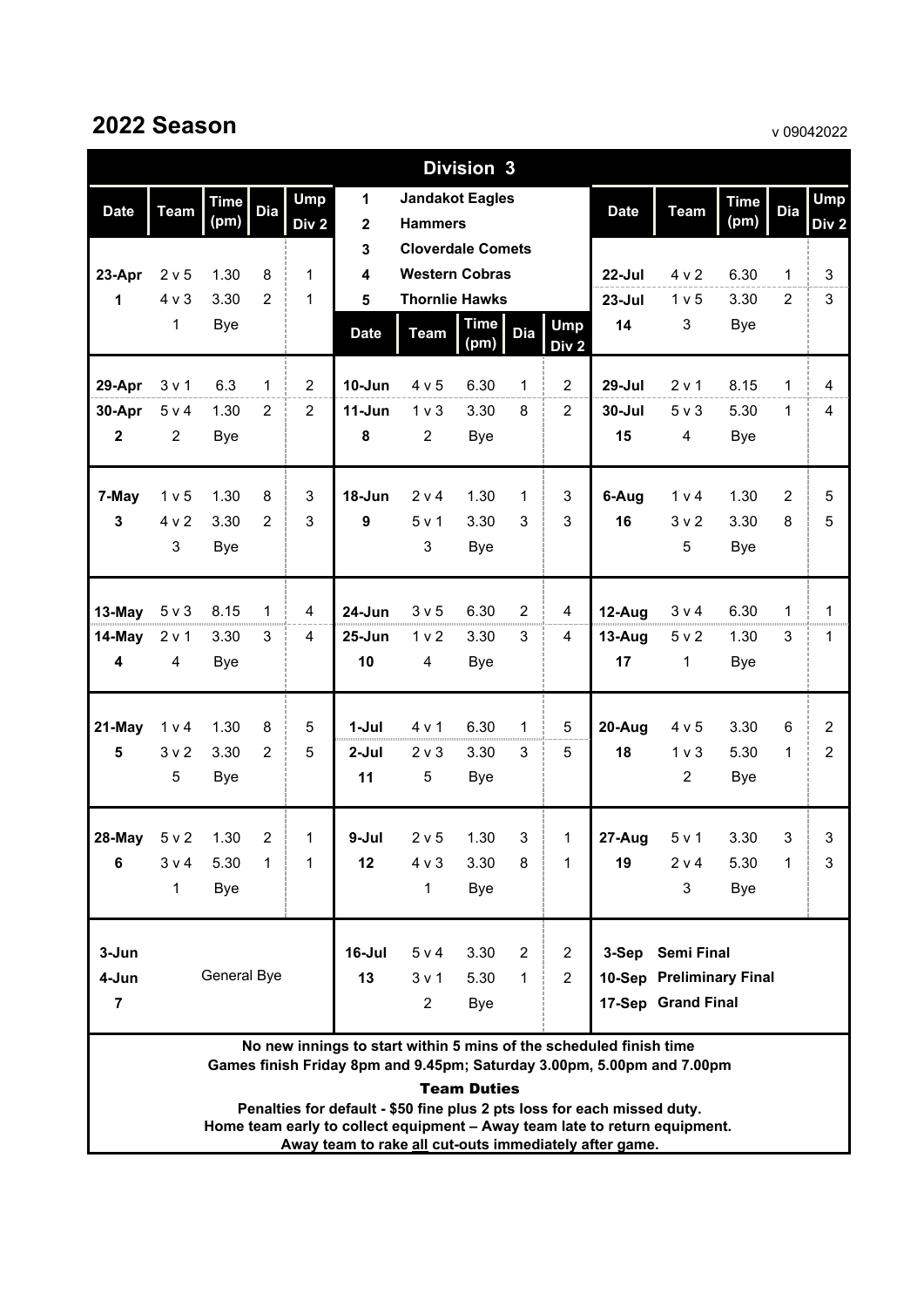# 2022 Season

v 09042022

## Division 3

| No. | Team |
|---|---|
| 1 | Jandakot Eagles |
| 2 | Hammers |
| 3 | Cloverdale Comets |
| 4 | Western Cobras |
| 5 | Thornlie Hawks |

| Date | Team | Time (pm) | Dia | Ump Div 2 |
|---|---|---|---|---|
| 23-Apr | 2 v 5 | 1.30 | 8 | 1 |
| 1 | 4 v 3 | 3.30 | 2 | 1 |
| | 1 | Bye | | |
| 29-Apr | 3 v 1 | 6.3 | 1 | 2 |
| 30-Apr | 5 v 4 | 1.30 | 2 | 2 |
| 2 | 2 | Bye | | |
| 7-May | 1 v 5 | 1.30 | 8 | 3 |
| 3 | 4 v 2 | 3.30 | 2 | 3 |
| | 3 | Bye | | |
| 13-May | 5 v 3 | 8.15 | 1 | 4 |
| 14-May | 2 v 1 | 3.30 | 3 | 4 |
| 4 | 4 | Bye | | |
| 21-May | 1 v 4 | 1.30 | 8 | 5 |
| 5 | 3 v 2 | 3.30 | 2 | 5 |
| | 5 | Bye | | |
| 28-May | 5 v 2 | 1.30 | 2 | 1 |
| 6 | 3 v 4 | 5.30 | 1 | 1 |
| | 1 | Bye | | |
| 3-Jun | General Bye | | | |
| 4-Jun | | | | |
| 7 | | | | |

| Date | Team | Time (pm) | Dia | Ump Div 2 |
|---|---|---|---|---|
| 10-Jun | 4 v 5 | 6.30 | 1 | 2 |
| 11-Jun | 1 v 3 | 3.30 | 8 | 2 |
| 8 | 2 | Bye | | |
| 18-Jun | 2 v 4 | 1.30 | 1 | 3 |
| 9 | 5 v 1 | 3.30 | 3 | 3 |
| | 3 | Bye | | |
| 24-Jun | 3 v 5 | 6.30 | 2 | 4 |
| 25-Jun | 1 v 2 | 3.30 | 3 | 4 |
| 10 | 4 | Bye | | |
| 1-Jul | 4 v 1 | 6.30 | 1 | 5 |
| 2-Jul | 2 v 3 | 3.30 | 3 | 5 |
| 11 | 5 | Bye | | |
| 9-Jul | 2 v 5 | 1.30 | 3 | 1 |
| 12 | 4 v 3 | 3.30 | 8 | 1 |
| | 1 | Bye | | |
| 16-Jul | 5 v 4 | 3.30 | 2 | 2 |
| 13 | 3 v 1 | 5.30 | 1 | 2 |
| | 2 | Bye | | |

| Date | Team | Time (pm) | Dia | Ump Div 2 |
|---|---|---|---|---|
| 22-Jul | 4 v 2 | 6.30 | 1 | 3 |
| 23-Jul | 1 v 5 | 3.30 | 2 | 3 |
| 14 | 3 | Bye | | |
| 29-Jul | 2 v 1 | 8.15 | 1 | 4 |
| 30-Jul | 5 v 3 | 5.30 | 1 | 4 |
| 15 | 4 | Bye | | |
| 6-Aug | 1 v 4 | 1.30 | 2 | 5 |
| 16 | 3 v 2 | 3.30 | 8 | 5 |
| | 5 | Bye | | |
| 12-Aug | 3 v 4 | 6.30 | 1 | 1 |
| 13-Aug | 5 v 2 | 1.30 | 3 | 1 |
| 17 | 1 | Bye | | |
| 20-Aug | 4 v 5 | 3.30 | 6 | 2 |
| 18 | 1 v 3 | 5.30 | 1 | 2 |
| | 2 | Bye | | |
| 27-Aug | 5 v 1 | 3.30 | 3 | 3 |
| 19 | 2 v 4 | 5.30 | 1 | 3 |
| | 3 | Bye | | |
| 3-Sep | Semi Final | | | |
| 10-Sep | Preliminary Final | | | |
| 17-Sep | Grand Final | | | |

**No new innings to start within 5 mins of the scheduled finish time**

**Games finish Friday 8pm and 9.45pm; Saturday 3.00pm, 5.00pm and 7.00pm**

**Team Duties**

**Penalties for default - $50 fine plus 2 pts loss for each missed duty.**

**Home team early to collect equipment – Away team late to return equipment.**

**Away team to rake all cut-outs immediately after game.**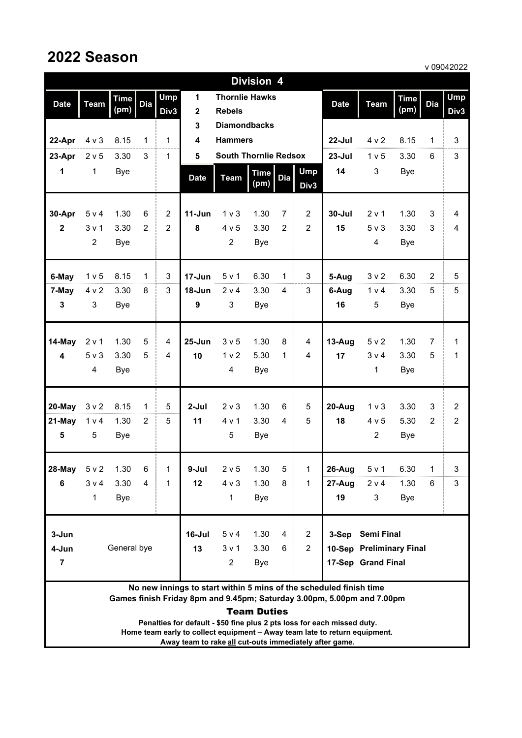# 2022 Season

v 09042022

## Division 4

| | Team |
|---|---|
| 1 | Thornlie Hawks |
| 2 | Rebels |
| 3 | Diamondbacks |
| 4 | Hammers |
| 5 | South Thornlie Redsox |

| Date | Team | Time (pm) | Dia | Ump Div3 |
|---|---|---|---|---|
| 22-Apr | 4 v 3 | 8.15 | 1 | 1 |
| 23-Apr | 2 v 5 | 3.30 | 3 | 1 |
| 1 | 1 | Bye | | |
| 30-Apr | 5 v 4 | 1.30 | 6 | 2 |
| 2 | 3 v 1 | 3.30 | 2 | 2 |
| | 2 | Bye | | |
| 6-May | 1 v 5 | 8.15 | 1 | 3 |
| 7-May | 4 v 2 | 3.30 | 8 | 3 |
| 3 | 3 | Bye | | |
| 14-May | 2 v 1 | 1.30 | 5 | 4 |
| 4 | 5 v 3 | 3.30 | 5 | 4 |
| | 4 | Bye | | |
| 20-May | 3 v 2 | 8.15 | 1 | 5 |
| 21-May | 1 v 4 | 1.30 | 2 | 5 |
| 5 | 5 | Bye | | |
| 28-May | 5 v 2 | 1.30 | 6 | 1 |
| 6 | 3 v 4 | 3.30 | 4 | 1 |
| | 1 | Bye | | |
| 3-Jun | | | | |
| 4-Jun | General bye | | | |
| 7 | | | | |

| Date | Team | Time (pm) | Dia | Ump Div3 |
|---|---|---|---|---|
| 11-Jun | 1 v 3 | 1.30 | 7 | 2 |
| 8 | 4 v 5 | 3.30 | 2 | 2 |
| | 2 | Bye | | |
| 17-Jun | 5 v 1 | 6.30 | 1 | 3 |
| 18-Jun | 2 v 4 | 3.30 | 4 | 3 |
| 9 | 3 | Bye | | |
| 25-Jun | 3 v 5 | 1.30 | 8 | 4 |
| 10 | 1 v 2 | 5.30 | 1 | 4 |
| | 4 | Bye | | |
| 2-Jul | 2 v 3 | 1.30 | 6 | 5 |
| 11 | 4 v 1 | 3.30 | 4 | 5 |
| | 5 | Bye | | |
| 9-Jul | 2 v 5 | 1.30 | 5 | 1 |
| 12 | 4 v 3 | 1.30 | 8 | 1 |
| | 1 | Bye | | |
| 16-Jul | 5 v 4 | 1.30 | 4 | 2 |
| 13 | 3 v 1 | 3.30 | 6 | 2 |
| | 2 | Bye | | |

| Date | Team | Time (pm) | Dia | Ump Div3 |
|---|---|---|---|---|
| 22-Jul | 4 v 2 | 8.15 | 1 | 3 |
| 23-Jul | 1 v 5 | 3.30 | 6 | 3 |
| 14 | 3 | Bye | | |
| 30-Jul | 2 v 1 | 1.30 | 3 | 4 |
| 15 | 5 v 3 | 3.30 | 3 | 4 |
| | 4 | Bye | | |
| 5-Aug | 3 v 2 | 6.30 | 2 | 5 |
| 6-Aug | 1 v 4 | 3.30 | 5 | 5 |
| 16 | 5 | Bye | | |
| 13-Aug | 5 v 2 | 1.30 | 7 | 1 |
| 17 | 3 v 4 | 3.30 | 5 | 1 |
| | 1 | Bye | | |
| 20-Aug | 1 v 3 | 3.30 | 3 | 2 |
| 18 | 4 v 5 | 5.30 | 2 | 2 |
| | 2 | Bye | | |
| 26-Aug | 5 v 1 | 6.30 | 1 | 3 |
| 27-Aug | 2 v 4 | 1.30 | 6 | 3 |
| 19 | 3 | Bye | | |
| 3-Sep | Semi Final | | | |
| 10-Sep | Preliminary Final | | | |
| 17-Sep | Grand Final | | | |

**No new innings to start within 5 mins of the scheduled finish time**
**Games finish Friday 8pm and 9.45pm; Saturday 3.00pm, 5.00pm and 7.00pm**

### Team Duties

**Penalties for default - $50 fine plus 2 pts loss for each missed duty.**
**Home team early to collect equipment – Away team late to return equipment.**
**Away team to rake all cut-outs immediately after game.**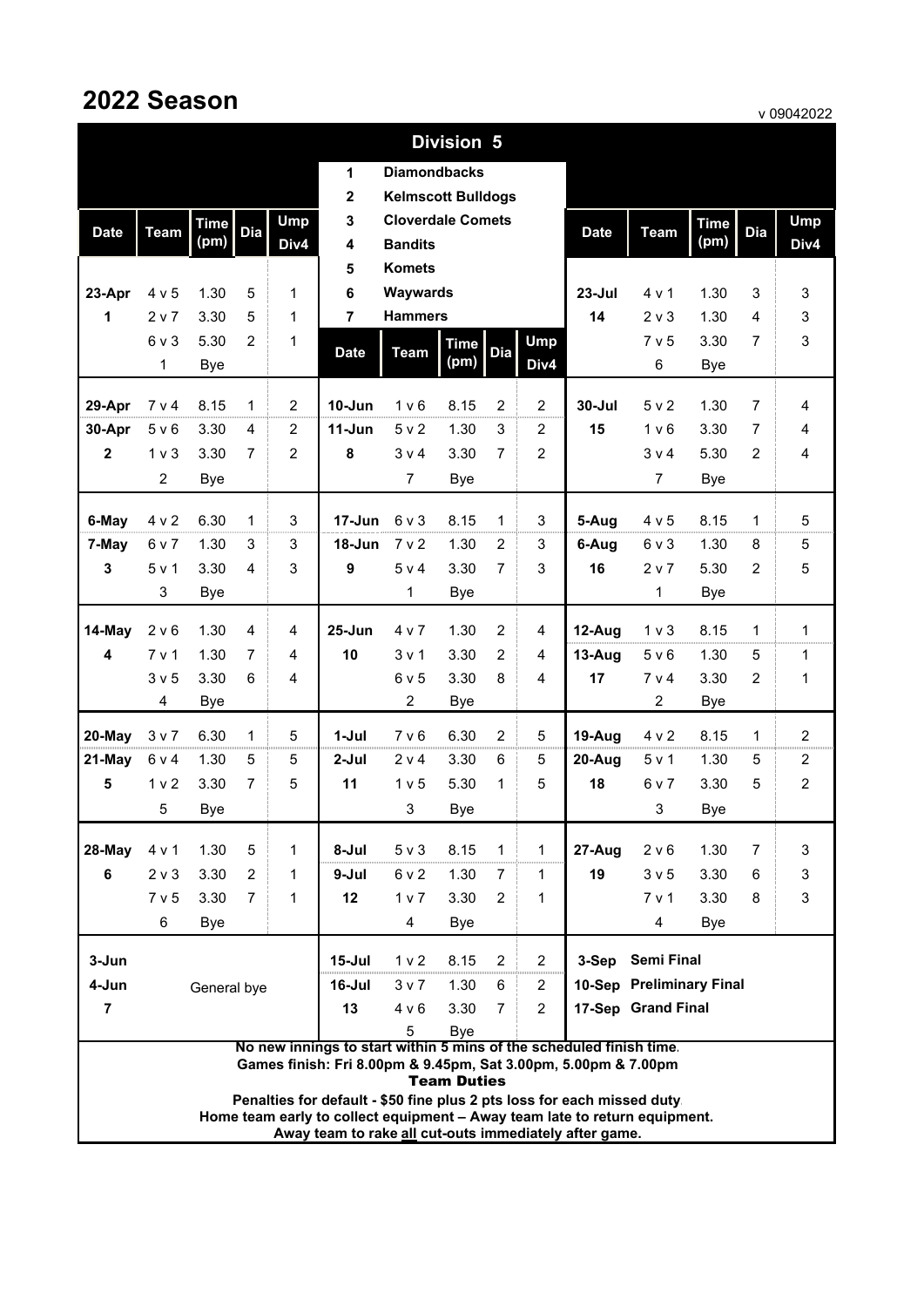# 2022 Season

v 09042022

## Division 5

| | |
|---|---|
| 1 | Diamondbacks |
| 2 | Kelmscott Bulldogs |
| 3 | Cloverdale Comets |
| 4 | Bandits |
| 5 | Komets |
| 6 | Waywards |
| 7 | Hammers |

| Date | Team | Time (pm) | Dia | Ump Div4 |
|---|---|---|---|---|
| 23-Apr | 4 v 5 | 1.30 | 5 | 1 |
| 1 | 2 v 7 | 3.30 | 5 | 1 |
| | 6 v 3 | 5.30 | 2 | 1 |
| | 1 | Bye | | |
| 29-Apr | 7 v 4 | 8.15 | 1 | 2 |
| 30-Apr | 5 v 6 | 3.30 | 4 | 2 |
| 2 | 1 v 3 | 3.30 | 7 | 2 |
| | 2 | Bye | | |
| 6-May | 4 v 2 | 6.30 | 1 | 3 |
| 7-May | 6 v 7 | 1.30 | 3 | 3 |
| 3 | 5 v 1 | 3.30 | 4 | 3 |
| | 3 | Bye | | |
| 14-May | 2 v 6 | 1.30 | 4 | 4 |
| 4 | 7 v 1 | 1.30 | 7 | 4 |
| | 3 v 5 | 3.30 | 6 | 4 |
| | 4 | Bye | | |
| 20-May | 3 v 7 | 6.30 | 1 | 5 |
| 21-May | 6 v 4 | 1.30 | 5 | 5 |
| 5 | 1 v 2 | 3.30 | 7 | 5 |
| | 5 | Bye | | |
| 28-May | 4 v 1 | 1.30 | 5 | 1 |
| 6 | 2 v 3 | 3.30 | 2 | 1 |
| | 7 v 5 | 3.30 | 7 | 1 |
| | 6 | Bye | | |
| 3-Jun | | | | |
| 4-Jun | General bye | | | |
| 7 | | | | |

| Date | Team | Time (pm) | Dia | Ump Div4 |
|---|---|---|---|---|
| 10-Jun | 1 v 6 | 8.15 | 2 | 2 |
| 11-Jun | 5 v 2 | 1.30 | 3 | 2 |
| 8 | 3 v 4 | 3.30 | 7 | 2 |
| | 7 | Bye | | |
| 17-Jun | 6 v 3 | 8.15 | 1 | 3 |
| 18-Jun | 7 v 2 | 1.30 | 2 | 3 |
| 9 | 5 v 4 | 3.30 | 7 | 3 |
| | 1 | Bye | | |
| 25-Jun | 4 v 7 | 1.30 | 2 | 4 |
| 10 | 3 v 1 | 3.30 | 2 | 4 |
| | 6 v 5 | 3.30 | 8 | 4 |
| | 2 | Bye | | |
| 1-Jul | 7 v 6 | 6.30 | 2 | 5 |
| 2-Jul | 2 v 4 | 3.30 | 6 | 5 |
| 11 | 1 v 5 | 5.30 | 1 | 5 |
| | 3 | Bye | | |
| 8-Jul | 5 v 3 | 8.15 | 1 | 1 |
| 9-Jul | 6 v 2 | 1.30 | 7 | 1 |
| 12 | 1 v 7 | 3.30 | 2 | 1 |
| | 4 | Bye | | |
| 15-Jul | 1 v 2 | 8.15 | 2 | 2 |
| 16-Jul | 3 v 7 | 1.30 | 6 | 2 |
| 13 | 4 v 6 | 3.30 | 7 | 2 |
| | 5 | Bye | | |

| Date | Team | Time (pm) | Dia | Ump Div4 |
|---|---|---|---|---|
| 23-Jul | 4 v 1 | 1.30 | 3 | 3 |
| 14 | 2 v 3 | 1.30 | 4 | 3 |
| | 7 v 5 | 3.30 | 7 | 3 |
| | 6 | Bye | | |
| 30-Jul | 5 v 2 | 1.30 | 7 | 4 |
| 15 | 1 v 6 | 3.30 | 7 | 4 |
| | 3 v 4 | 5.30 | 2 | 4 |
| | 7 | Bye | | |
| 5-Aug | 4 v 5 | 8.15 | 1 | 5 |
| 6-Aug | 6 v 3 | 1.30 | 8 | 5 |
| 16 | 2 v 7 | 5.30 | 2 | 5 |
| | 1 | Bye | | |
| 12-Aug | 1 v 3 | 8.15 | 1 | 1 |
| 13-Aug | 5 v 6 | 1.30 | 5 | 1 |
| 17 | 7 v 4 | 3.30 | 2 | 1 |
| | 2 | Bye | | |
| 19-Aug | 4 v 2 | 8.15 | 1 | 2 |
| 20-Aug | 5 v 1 | 1.30 | 5 | 2 |
| 18 | 6 v 7 | 3.30 | 5 | 2 |
| | 3 | Bye | | |
| 27-Aug | 2 v 6 | 1.30 | 7 | 3 |
| 19 | 3 v 5 | 3.30 | 6 | 3 |
| | 7 v 1 | 3.30 | 8 | 3 |
| | 4 | Bye | | |
| 3-Sep | Semi Final | | | |
| 10-Sep | Preliminary Final | | | |
| 17-Sep | Grand Final | | | |

**No new innings to start within 5 mins of the scheduled finish time.**
**Games finish: Fri 8.00pm & 9.45pm, Sat 3.00pm, 5.00pm & 7.00pm**

**Team Duties**

**Penalties for default - $50 fine plus 2 pts loss for each missed duty.**
**Home team early to collect equipment – Away team late to return equipment.**
**Away team to rake all cut-outs immediately after game.**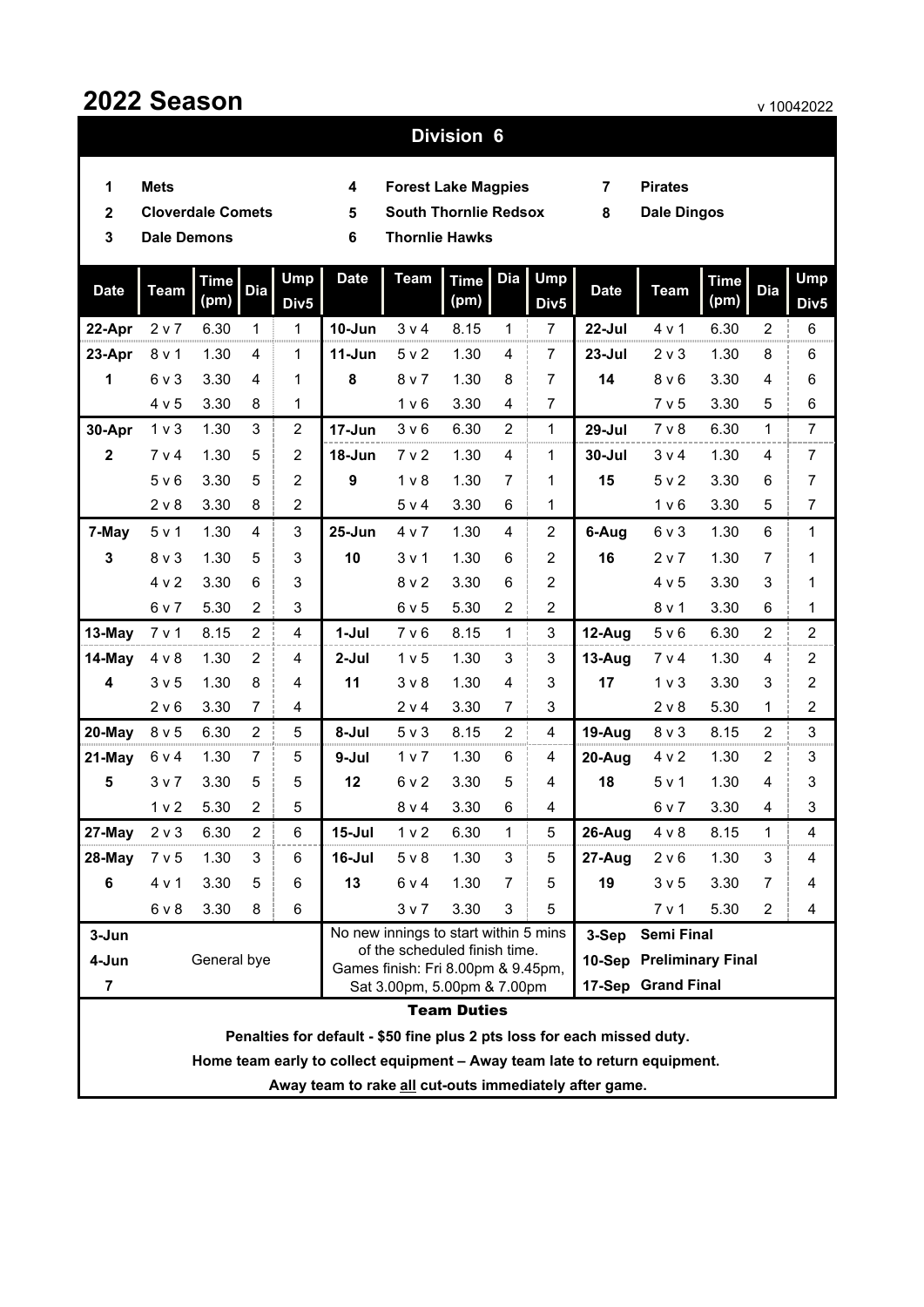# 2022 Season

v 10042022

## Division 6

| | | | | | |
|---|---|---|---|---|---|
| **1** | **Mets** | **4** | **Forest Lake Magpies** | **7** | **Pirates** |
| **2** | **Cloverdale Comets** | **5** | **South Thornlie Redsox** | **8** | **Dale Dingos** |
| **3** | **Dale Demons** | **6** | **Thornlie Hawks** | | |

| Date | Team | Time (pm) | Dia | Ump Div5 | Date | Team | Time (pm) | Dia | Ump Div5 | Date | Team | Time (pm) | Dia | Ump Div5 |
|---|---|---|---|---|---|---|---|---|---|---|---|---|---|---|
| **22-Apr** | 2 v 7 | 6.30 | 1 | 1 | **10-Jun** | 3 v 4 | 8.15 | 1 | 7 | **22-Jul** | 4 v 1 | 6.30 | 2 | 6 |
| **23-Apr** | 8 v 1 | 1.30 | 4 | 1 | **11-Jun** | 5 v 2 | 1.30 | 4 | 7 | **23-Jul** | 2 v 3 | 1.30 | 8 | 6 |
| **1** | 6 v 3 | 3.30 | 4 | 1 | **8** | 8 v 7 | 1.30 | 8 | 7 | **14** | 8 v 6 | 3.30 | 4 | 6 |
| | 4 v 5 | 3.30 | 8 | 1 | | 1 v 6 | 3.30 | 4 | 7 | | 7 v 5 | 3.30 | 5 | 6 |
| **30-Apr** | 1 v 3 | 1.30 | 3 | 2 | **17-Jun** | 3 v 6 | 6.30 | 2 | 1 | **29-Jul** | 7 v 8 | 6.30 | 1 | 7 |
| **2** | 7 v 4 | 1.30 | 5 | 2 | **18-Jun** | 7 v 2 | 1.30 | 4 | 1 | **30-Jul** | 3 v 4 | 1.30 | 4 | 7 |
| | 5 v 6 | 3.30 | 5 | 2 | **9** | 1 v 8 | 1.30 | 7 | 1 | **15** | 5 v 2 | 3.30 | 6 | 7 |
| | 2 v 8 | 3.30 | 8 | 2 | | 5 v 4 | 3.30 | 6 | 1 | | 1 v 6 | 3.30 | 5 | 7 |
| **7-May** | 5 v 1 | 1.30 | 4 | 3 | **25-Jun** | 4 v 7 | 1.30 | 4 | 2 | **6-Aug** | 6 v 3 | 1.30 | 6 | 1 |
| **3** | 8 v 3 | 1.30 | 5 | 3 | **10** | 3 v 1 | 1.30 | 6 | 2 | **16** | 2 v 7 | 1.30 | 7 | 1 |
| | 4 v 2 | 3.30 | 6 | 3 | | 8 v 2 | 3.30 | 6 | 2 | | 4 v 5 | 3.30 | 3 | 1 |
| | 6 v 7 | 5.30 | 2 | 3 | | 6 v 5 | 5.30 | 2 | 2 | | 8 v 1 | 3.30 | 6 | 1 |
| **13-May** | 7 v 1 | 8.15 | 2 | 4 | **1-Jul** | 7 v 6 | 8.15 | 1 | 3 | **12-Aug** | 5 v 6 | 6.30 | 2 | 2 |
| **14-May** | 4 v 8 | 1.30 | 2 | 4 | **2-Jul** | 1 v 5 | 1.30 | 3 | 3 | **13-Aug** | 7 v 4 | 1.30 | 4 | 2 |
| **4** | 3 v 5 | 1.30 | 8 | 4 | **11** | 3 v 8 | 1.30 | 4 | 3 | **17** | 1 v 3 | 3.30 | 3 | 2 |
| | 2 v 6 | 3.30 | 7 | 4 | | 2 v 4 | 3.30 | 7 | 3 | | 2 v 8 | 5.30 | 1 | 2 |
| **20-May** | 8 v 5 | 6.30 | 2 | 5 | **8-Jul** | 5 v 3 | 8.15 | 2 | 4 | **19-Aug** | 8 v 3 | 8.15 | 2 | 3 |
| **21-May** | 6 v 4 | 1.30 | 7 | 5 | **9-Jul** | 1 v 7 | 1.30 | 6 | 4 | **20-Aug** | 4 v 2 | 1.30 | 2 | 3 |
| **5** | 3 v 7 | 3.30 | 5 | 5 | **12** | 6 v 2 | 3.30 | 5 | 4 | **18** | 5 v 1 | 1.30 | 4 | 3 |
| | 1 v 2 | 5.30 | 2 | 5 | | 8 v 4 | 3.30 | 6 | 4 | | 6 v 7 | 3.30 | 4 | 3 |
| **27-May** | 2 v 3 | 6.30 | 2 | 6 | **15-Jul** | 1 v 2 | 6.30 | 1 | 5 | **26-Aug** | 4 v 8 | 8.15 | 1 | 4 |
| **28-May** | 7 v 5 | 1.30 | 3 | 6 | **16-Jul** | 5 v 8 | 1.30 | 3 | 5 | **27-Aug** | 2 v 6 | 1.30 | 3 | 4 |
| **6** | 4 v 1 | 3.30 | 5 | 6 | **13** | 6 v 4 | 1.30 | 7 | 5 | **19** | 3 v 5 | 3.30 | 7 | 4 |
| | 6 v 8 | 3.30 | 8 | 6 | | 3 v 7 | 3.30 | 3 | 5 | | 7 v 1 | 5.30 | 2 | 4 |
| **3-Jun** | General bye | | | | No new innings to start within 5 mins of the scheduled finish time. Games finish: Fri 8.00pm & 9.45pm, Sat 3.00pm, 5.00pm & 7.00pm | | | | | **3-Sep** | **Semi Final** | | | |
| **4-Jun** | | | | | | | | | | **10-Sep** | **Preliminary Final** | | | |
| **7** | | | | | | | | | | **17-Sep** | **Grand Final** | | | |

**Team Duties**

**Penalties for default - $50 fine plus 2 pts loss for each missed duty.**

**Home team early to collect equipment – Away team late to return equipment.**

**Away team to rake all cut-outs immediately after game.**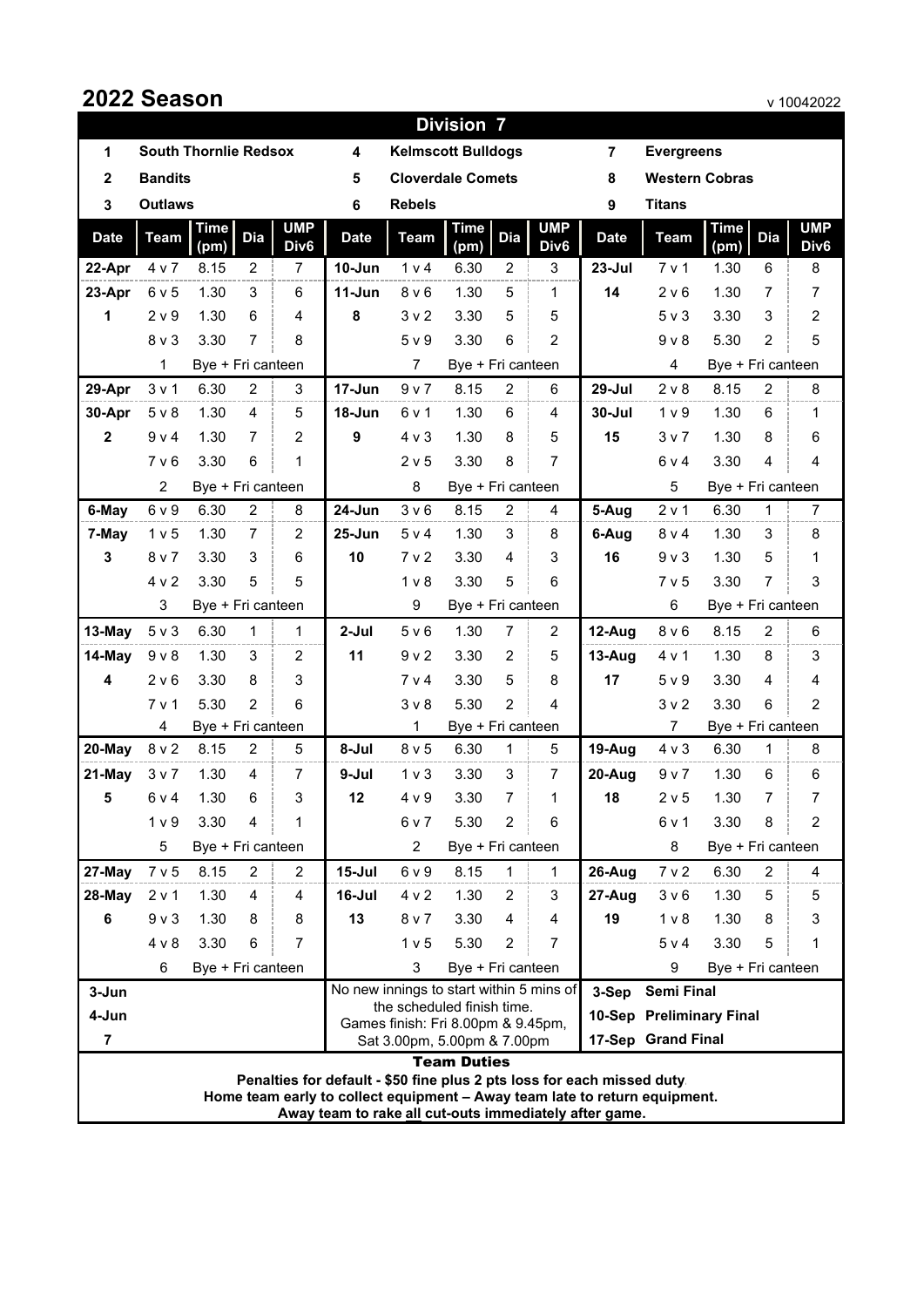# 2022 Season

v 10042022

## Division 7

| | | | | | |
|---|---|---|---|---|---|
| 1 | South Thornlie Redsox | 4 | Kelmscott Bulldogs | 7 | Evergreens |
| 2 | Bandits | 5 | Cloverdale Comets | 8 | Western Cobras |
| 3 | Outlaws | 6 | Rebels | 9 | Titans |

| Date | Team | Time (pm) | Dia | UMP Div6 | Date | Team | Time (pm) | Dia | UMP Div6 | Date | Team | Time (pm) | Dia | UMP Div6 |
|---|---|---|---|---|---|---|---|---|---|---|---|---|---|---|
| 22-Apr | 4 v 7 | 8.15 | 2 | 7 | 10-Jun | 1 v 4 | 6.30 | 2 | 3 | 23-Jul | 7 v 1 | 1.30 | 6 | 8 |
| 23-Apr | 6 v 5 | 1.30 | 3 | 6 | 11-Jun | 8 v 6 | 1.30 | 5 | 1 | 14 | 2 v 6 | 1.30 | 7 | 7 |
| 1 | 2 v 9 | 1.30 | 6 | 4 | 8 | 3 v 2 | 3.30 | 5 | 5 | | 5 v 3 | 3.30 | 3 | 2 |
| | 8 v 3 | 3.30 | 7 | 8 | | 5 v 9 | 3.30 | 6 | 2 | | 9 v 8 | 5.30 | 2 | 5 |
| | 1 | Bye + Fri canteen | | | | 7 | Bye + Fri canteen | | | | 4 | Bye + Fri canteen | | |
| 29-Apr | 3 v 1 | 6.30 | 2 | 3 | 17-Jun | 9 v 7 | 8.15 | 2 | 6 | 29-Jul | 2 v 8 | 8.15 | 2 | 8 |
| 30-Apr | 5 v 8 | 1.30 | 4 | 5 | 18-Jun | 6 v 1 | 1.30 | 6 | 4 | 30-Jul | 1 v 9 | 1.30 | 6 | 1 |
| 2 | 9 v 4 | 1.30 | 7 | 2 | 9 | 4 v 3 | 1.30 | 8 | 5 | 15 | 3 v 7 | 1.30 | 8 | 6 |
| | 7 v 6 | 3.30 | 6 | 1 | | 2 v 5 | 3.30 | 8 | 7 | | 6 v 4 | 3.30 | 4 | 4 |
| | 2 | Bye + Fri canteen | | | | 8 | Bye + Fri canteen | | | | 5 | Bye + Fri canteen | | |
| 6-May | 6 v 9 | 6.30 | 2 | 8 | 24-Jun | 3 v 6 | 8.15 | 2 | 4 | 5-Aug | 2 v 1 | 6.30 | 1 | 7 |
| 7-May | 1 v 5 | 1.30 | 7 | 2 | 25-Jun | 5 v 4 | 1.30 | 3 | 8 | 6-Aug | 8 v 4 | 1.30 | 3 | 8 |
| 3 | 8 v 7 | 3.30 | 3 | 6 | 10 | 7 v 2 | 3.30 | 4 | 3 | 16 | 9 v 3 | 1.30 | 5 | 1 |
| | 4 v 2 | 3.30 | 5 | 5 | | 1 v 8 | 3.30 | 5 | 6 | | 7 v 5 | 3.30 | 7 | 3 |
| | 3 | Bye + Fri canteen | | | | 9 | Bye + Fri canteen | | | | 6 | Bye + Fri canteen | | |
| 13-May | 5 v 3 | 6.30 | 1 | 1 | 2-Jul | 5 v 6 | 1.30 | 7 | 2 | 12-Aug | 8 v 6 | 8.15 | 2 | 6 |
| 14-May | 9 v 8 | 1.30 | 3 | 2 | 11 | 9 v 2 | 3.30 | 2 | 5 | 13-Aug | 4 v 1 | 1.30 | 8 | 3 |
| 4 | 2 v 6 | 3.30 | 8 | 3 | | 7 v 4 | 3.30 | 5 | 8 | 17 | 5 v 9 | 3.30 | 4 | 4 |
| | 7 v 1 | 5.30 | 2 | 6 | | 3 v 8 | 5.30 | 2 | 4 | | 3 v 2 | 3.30 | 6 | 2 |
| | 4 | Bye + Fri canteen | | | | 1 | Bye + Fri canteen | | | | 7 | Bye + Fri canteen | | |
| 20-May | 8 v 2 | 8.15 | 2 | 5 | 8-Jul | 8 v 5 | 6.30 | 1 | 5 | 19-Aug | 4 v 3 | 6.30 | 1 | 8 |
| 21-May | 3 v 7 | 1.30 | 4 | 7 | 9-Jul | 1 v 3 | 3.30 | 3 | 7 | 20-Aug | 9 v 7 | 1.30 | 6 | 6 |
| 5 | 6 v 4 | 1.30 | 6 | 3 | 12 | 4 v 9 | 3.30 | 7 | 1 | 18 | 2 v 5 | 1.30 | 7 | 7 |
| | 1 v 9 | 3.30 | 4 | 1 | | 6 v 7 | 5.30 | 2 | 6 | | 6 v 1 | 3.30 | 8 | 2 |
| | 5 | Bye + Fri canteen | | | | 2 | Bye + Fri canteen | | | | 8 | Bye + Fri canteen | | |
| 27-May | 7 v 5 | 8.15 | 2 | 2 | 15-Jul | 6 v 9 | 8.15 | 1 | 1 | 26-Aug | 7 v 2 | 6.30 | 2 | 4 |
| 28-May | 2 v 1 | 1.30 | 4 | 4 | 16-Jul | 4 v 2 | 1.30 | 2 | 3 | 27-Aug | 3 v 6 | 1.30 | 5 | 5 |
| 6 | 9 v 3 | 1.30 | 8 | 8 | 13 | 8 v 7 | 3.30 | 4 | 4 | 19 | 1 v 8 | 1.30 | 8 | 3 |
| | 4 v 8 | 3.30 | 6 | 7 | | 1 v 5 | 5.30 | 2 | 7 | | 5 v 4 | 3.30 | 5 | 1 |
| | 6 | Bye + Fri canteen | | | | 3 | Bye + Fri canteen | | | | 9 | Bye + Fri canteen | | |
| 3-Jun | | | | | No new innings to start within 5 mins of the scheduled finish time. | | | | | 3-Sep | Semi Final | | | |
| 4-Jun | | | | | Games finish: Fri 8.00pm & 9.45pm, | | | | | 10-Sep | Preliminary Final | | | |
| 7 | | | | | Sat 3.00pm, 5.00pm & 7.00pm | | | | | 17-Sep | Grand Final | | | |

### Team Duties

**Penalties for default - $50 fine plus 2 pts loss for each missed duty.**

**Home team early to collect equipment – Away team late to return equipment.**

**Away team to rake all cut-outs immediately after game.**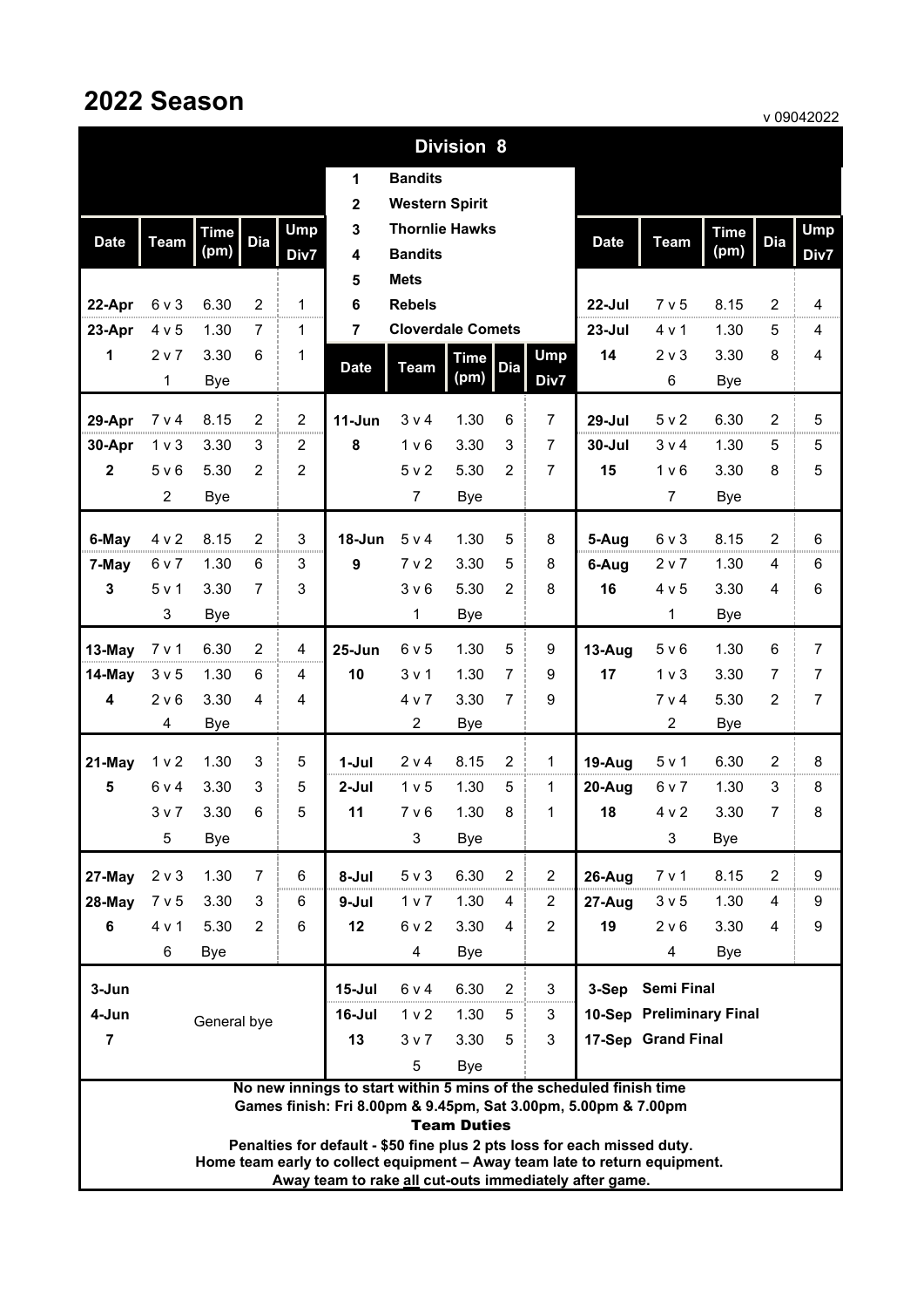# 2022 Season

v 09042022

## Division 8

| # | Team |
|---|---|
| 1 | Bandits |
| 2 | Western Spirit |
| 3 | Thornlie Hawks |
| 4 | Bandits |
| 5 | Mets |
| 6 | Rebels |
| 7 | Cloverdale Comets |

| Date | Team | Time (pm) | Dia | Ump Div7 |
|---|---|---|---|---|
| 22-Apr | 6 v 3 | 6.30 | 2 | 1 |
| 23-Apr | 4 v 5 | 1.30 | 7 | 1 |
| 1 | 2 v 7 | 3.30 | 6 | 1 |
| | 1 | Bye | | |
| 29-Apr | 7 v 4 | 8.15 | 2 | 2 |
| 30-Apr | 1 v 3 | 3.30 | 3 | 2 |
| 2 | 5 v 6 | 5.30 | 2 | 2 |
| | 2 | Bye | | |
| 6-May | 4 v 2 | 8.15 | 2 | 3 |
| 7-May | 6 v 7 | 1.30 | 6 | 3 |
| 3 | 5 v 1 | 3.30 | 7 | 3 |
| | 3 | Bye | | |
| 13-May | 7 v 1 | 6.30 | 2 | 4 |
| 14-May | 3 v 5 | 1.30 | 6 | 4 |
| 4 | 2 v 6 | 3.30 | 4 | 4 |
| | 4 | Bye | | |
| 21-May | 1 v 2 | 1.30 | 3 | 5 |
| 5 | 6 v 4 | 3.30 | 3 | 5 |
| | 3 v 7 | 3.30 | 6 | 5 |
| | 5 | Bye | | |
| 27-May | 2 v 3 | 1.30 | 7 | 6 |
| 28-May | 7 v 5 | 3.30 | 3 | 6 |
| 6 | 4 v 1 | 5.30 | 2 | 6 |
| | 6 | Bye | | |
| 3-Jun | General bye | | | |
| 4-Jun | | | | |
| 7 | | | | |

| Date | Team | Time (pm) | Dia | Ump Div7 |
|---|---|---|---|---|
| 11-Jun | 3 v 4 | 1.30 | 6 | 7 |
| 8 | 1 v 6 | 3.30 | 3 | 7 |
| | 5 v 2 | 5.30 | 2 | 7 |
| | 7 | Bye | | |
| 18-Jun | 5 v 4 | 1.30 | 5 | 8 |
| 9 | 7 v 2 | 3.30 | 5 | 8 |
| | 3 v 6 | 5.30 | 2 | 8 |
| | 1 | Bye | | |
| 25-Jun | 6 v 5 | 1.30 | 5 | 9 |
| 10 | 3 v 1 | 1.30 | 7 | 9 |
| | 4 v 7 | 3.30 | 7 | 9 |
| | 2 | Bye | | |
| 1-Jul | 2 v 4 | 8.15 | 2 | 1 |
| 2-Jul | 1 v 5 | 1.30 | 5 | 1 |
| 11 | 7 v 6 | 1.30 | 8 | 1 |
| | 3 | Bye | | |
| 8-Jul | 5 v 3 | 6.30 | 2 | 2 |
| 9-Jul | 1 v 7 | 1.30 | 4 | 2 |
| 12 | 6 v 2 | 3.30 | 4 | 2 |
| | 4 | Bye | | |
| 15-Jul | 6 v 4 | 6.30 | 2 | 3 |
| 16-Jul | 1 v 2 | 1.30 | 5 | 3 |
| 13 | 3 v 7 | 3.30 | 5 | 3 |
| | 5 | Bye | | |

| Date | Team | Time (pm) | Dia | Ump Div7 |
|---|---|---|---|---|
| 22-Jul | 7 v 5 | 8.15 | 2 | 4 |
| 23-Jul | 4 v 1 | 1.30 | 5 | 4 |
| 14 | 2 v 3 | 3.30 | 8 | 4 |
| | 6 | Bye | | |
| 29-Jul | 5 v 2 | 6.30 | 2 | 5 |
| 30-Jul | 3 v 4 | 1.30 | 5 | 5 |
| 15 | 1 v 6 | 3.30 | 8 | 5 |
| | 7 | Bye | | |
| 5-Aug | 6 v 3 | 8.15 | 2 | 6 |
| 6-Aug | 2 v 7 | 1.30 | 4 | 6 |
| 16 | 4 v 5 | 3.30 | 4 | 6 |
| | 1 | Bye | | |
| 13-Aug | 5 v 6 | 1.30 | 6 | 7 |
| 17 | 1 v 3 | 3.30 | 7 | 7 |
| | 7 v 4 | 5.30 | 2 | 7 |
| | 2 | Bye | | |
| 19-Aug | 5 v 1 | 6.30 | 2 | 8 |
| 20-Aug | 6 v 7 | 1.30 | 3 | 8 |
| 18 | 4 v 2 | 3.30 | 7 | 8 |
| | 3 | Bye | | |
| 26-Aug | 7 v 1 | 8.15 | 2 | 9 |
| 27-Aug | 3 v 5 | 1.30 | 4 | 9 |
| 19 | 2 v 6 | 3.30 | 4 | 9 |
| | 4 | Bye | | |
| 3-Sep | Semi Final | | | |
| 10-Sep | Preliminary Final | | | |
| 17-Sep | Grand Final | | | |

**No new innings to start within 5 mins of the scheduled finish time**
**Games finish: Fri 8.00pm & 9.45pm, Sat 3.00pm, 5.00pm & 7.00pm**

**Team Duties**

**Penalties for default - $50 fine plus 2 pts loss for each missed duty.**
**Home team early to collect equipment – Away team late to return equipment.**
**Away team to rake all cut-outs immediately after game.**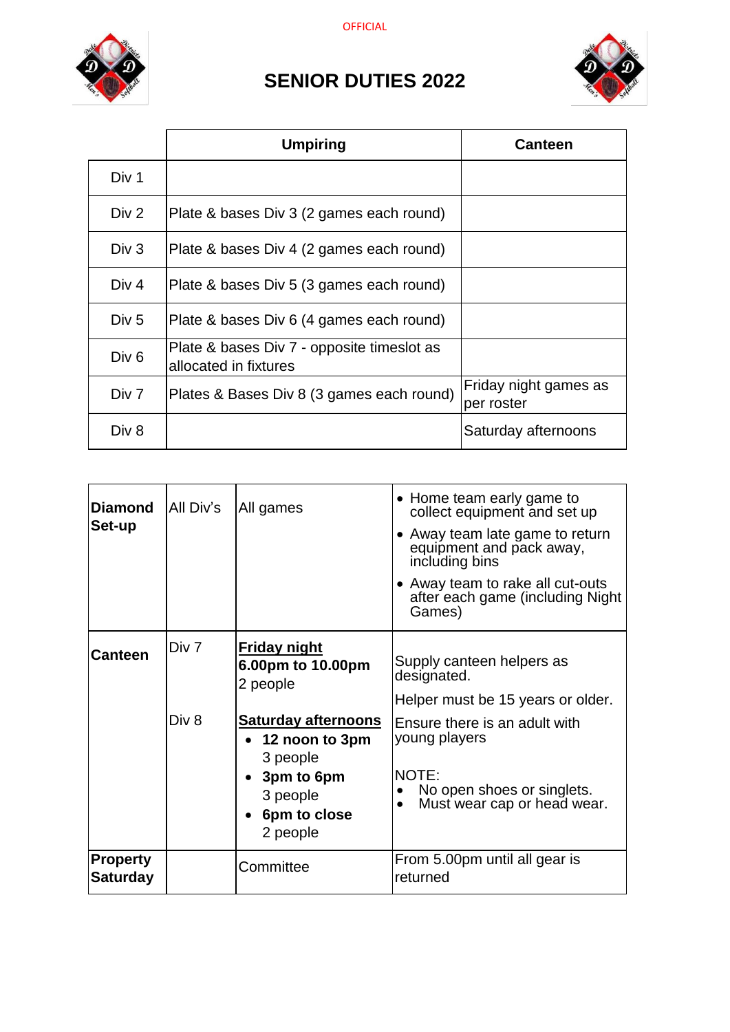OFFICIAL

# SENIOR DUTIES 2022

| | Umpiring | Canteen |
|---|---|---|
| Div 1 | | |
| Div 2 | Plate & bases Div 3 (2 games each round) | |
| Div 3 | Plate & bases Div 4 (2 games each round) | |
| Div 4 | Plate & bases Div 5 (3 games each round) | |
| Div 5 | Plate & bases Div 6 (4 games each round) | |
| Div 6 | Plate & bases Div 7 - opposite timeslot as allocated in fixtures | |
| Div 7 | Plates & Bases Div 8 (3 games each round) | Friday night games as per roster |
| Div 8 | | Saturday afternoons |

| | | | |
|---|---|---|---|
| **Diamond Set-up** | All Div's | All games | • Home team early game to collect equipment and set up<br>• Away team late game to return equipment and pack away, including bins<br>• Away team to rake all cut-outs after each game (including Night Games) |
| **Canteen** | Div 7<br><br>Div 8 | **Friday night**<br>**6.00pm to 10.00pm**<br>2 people<br><br>**Saturday afternoons**<br>• **12 noon to 3pm** 3 people<br>• **3pm to 6pm** 3 people<br>• **6pm to close** 2 people | Supply canteen helpers as designated.<br>Helper must be 15 years or older.<br>Ensure there is an adult with young players<br><br>NOTE:<br>• No open shoes or singlets.<br>• Must wear cap or head wear. |
| **Property Saturday** | | Committee | From 5.00pm until all gear is returned |